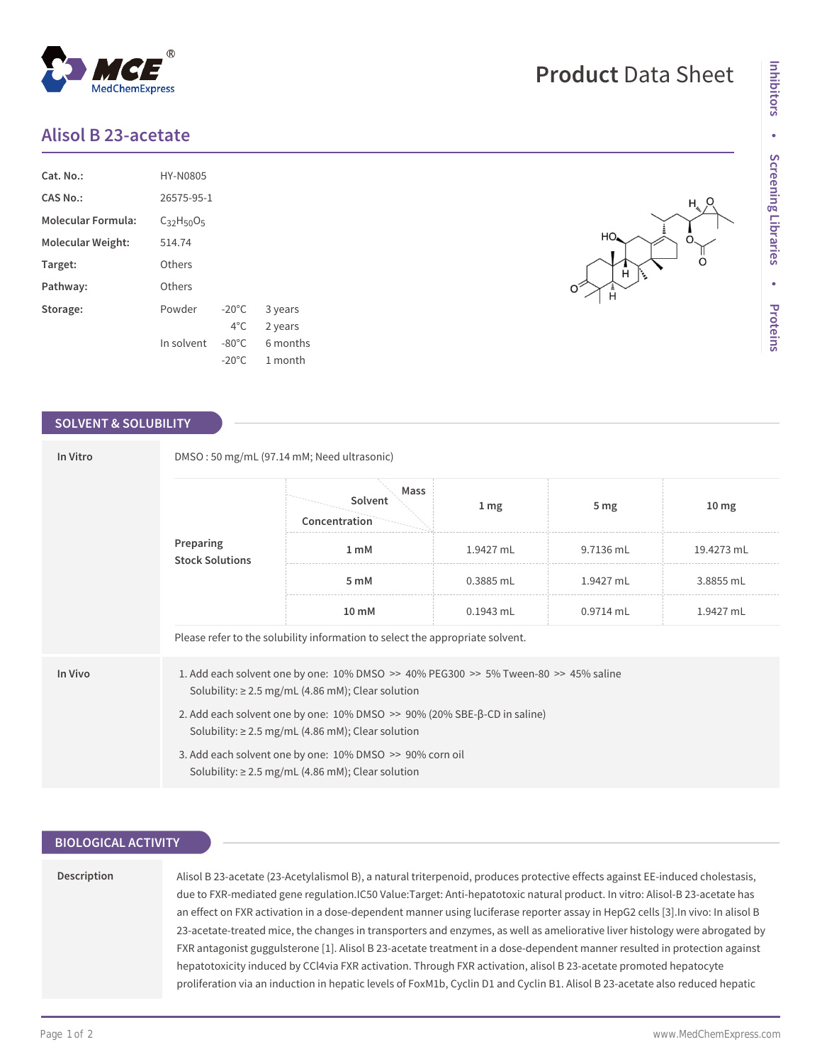# Product Data Sheet

## Alisol B 23-acetate

| | | | |
|---|---|---|---|
| **Cat. No.:** | HY-N0805 | | |
| **CAS No.:** | 26575-95-1 | | |
| **Molecular Formula:** | $C_{32}H_{50}O_5$ | | |
| **Molecular Weight:** | 514.74 | | |
| **Target:** | Others | | |
| **Pathway:** | Others | | |
| **Storage:** | Powder | -20°C | 3 years |
| | | 4°C | 2 years |
| | In solvent | -80°C | 6 months |
| | | -20°C | 1 month |

## SOLVENT & SOLUBILITY

**In Vitro**

DMSO : 50 mg/mL (97.14 mM; Need ultrasonic)

Preparing Stock Solutions

| Solvent Concentration / Mass | 1 mg | 5 mg | 10 mg |
|---|---|---|---|
| 1 mM | 1.9427 mL | 9.7136 mL | 19.4273 mL |
| 5 mM | 0.3885 mL | 1.9427 mL | 3.8855 mL |
| 10 mM | 0.1943 mL | 0.9714 mL | 1.9427 mL |

Please refer to the solubility information to select the appropriate solvent.

**In Vivo**

1. Add each solvent one by one: 10% DMSO >> 40% PEG300 >> 5% Tween-80 >> 45% saline
   Solubility: ≥ 2.5 mg/mL (4.86 mM); Clear solution
2. Add each solvent one by one: 10% DMSO >> 90% (20% SBE-β-CD in saline)
   Solubility: ≥ 2.5 mg/mL (4.86 mM); Clear solution
3. Add each solvent one by one: 10% DMSO >> 90% corn oil
   Solubility: ≥ 2.5 mg/mL (4.86 mM); Clear solution

## BIOLOGICAL ACTIVITY

**Description**

Alisol B 23-acetate (23-Acetylalismol B), a natural triterpenoid, produces protective effects against EE-induced cholestasis, due to FXR-mediated gene regulation.IC50 Value:Target: Anti-hepatotoxic natural product. In vitro: Alisol-B 23-acetate has an effect on FXR activation in a dose-dependent manner using luciferase reporter assay in HepG2 cells [3].In vivo: In alisol B 23-acetate-treated mice, the changes in transporters and enzymes, as well as ameliorative liver histology were abrogated by FXR antagonist guggulsterone [1]. Alisol B 23-acetate treatment in a dose-dependent manner resulted in protection against hepatotoxicity induced by CCl4via FXR activation. Through FXR activation, alisol B 23-acetate promoted hepatocyte proliferation via an induction in hepatic levels of FoxM1b, Cyclin D1 and Cyclin B1. Alisol B 23-acetate also reduced hepatic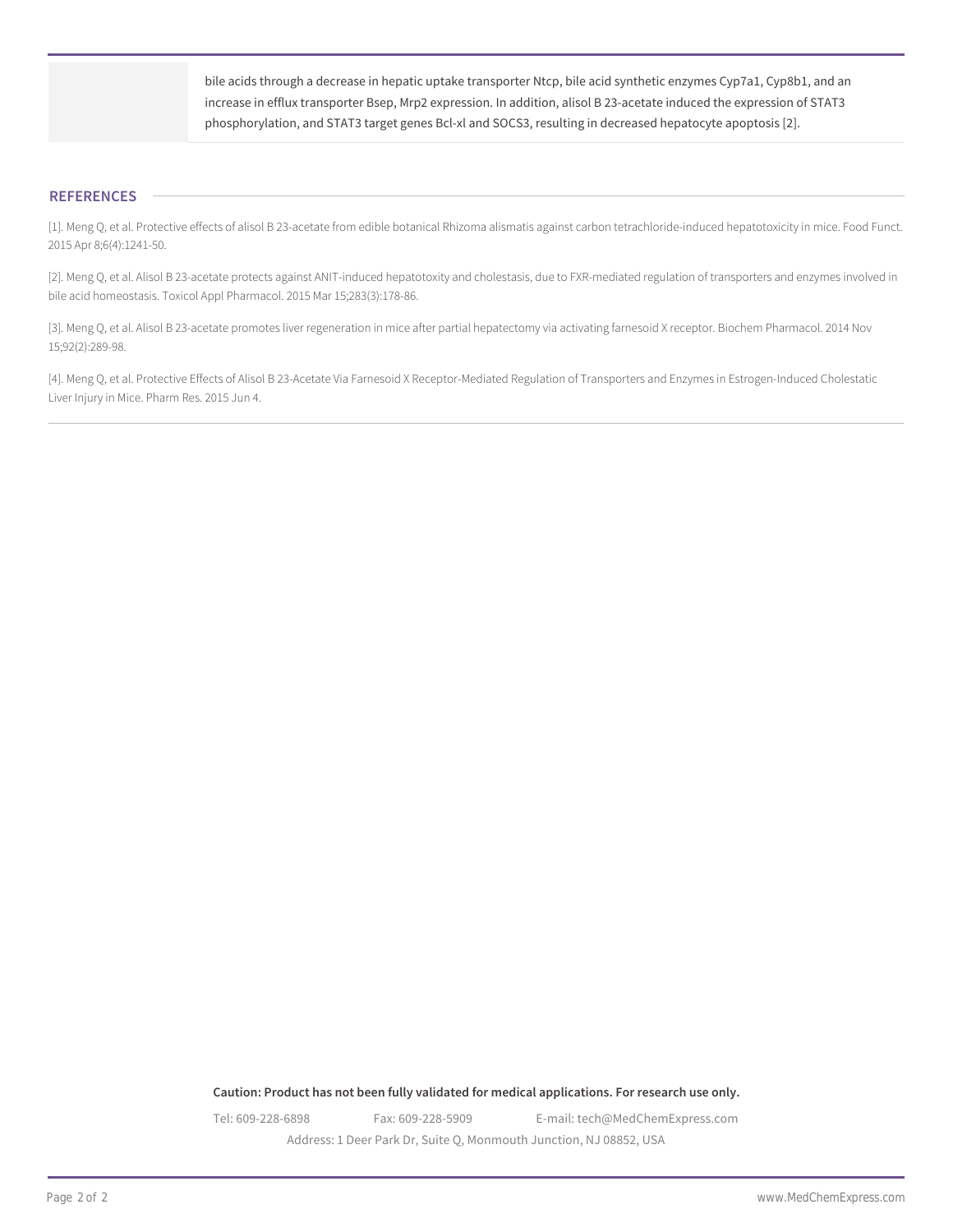bile acids through a decrease in hepatic uptake transporter Ntcp, bile acid synthetic enzymes Cyp7a1, Cyp8b1, and an increase in efflux transporter Bsep, Mrp2 expression. In addition, alisol B 23-acetate induced the expression of STAT3 phosphorylation, and STAT3 target genes Bcl-xl and SOCS3, resulting in decreased hepatocyte apoptosis [2].

## REFERENCES

[1]. Meng Q, et al. Protective effects of alisol B 23-acetate from edible botanical Rhizoma alismatis against carbon tetrachloride-induced hepatotoxicity in mice. Food Funct. 2015 Apr 8;6(4):1241-50.

[2]. Meng Q, et al. Alisol B 23-acetate protects against ANIT-induced hepatotoxity and cholestasis, due to FXR-mediated regulation of transporters and enzymes involved in bile acid homeostasis. Toxicol Appl Pharmacol. 2015 Mar 15;283(3):178-86.

[3]. Meng Q, et al. Alisol B 23-acetate promotes liver regeneration in mice after partial hepatectomy via activating farnesoid X receptor. Biochem Pharmacol. 2014 Nov 15;92(2):289-98.

[4]. Meng Q, et al. Protective Effects of Alisol B 23-Acetate Via Farnesoid X Receptor-Mediated Regulation of Transporters and Enzymes in Estrogen-Induced Cholestatic Liver Injury in Mice. Pharm Res. 2015 Jun 4.

**Caution: Product has not been fully validated for medical applications. For research use only.**

Tel: 609-228-6898 Fax: 609-228-5909 E-mail: tech@MedChemExpress.com

Address: 1 Deer Park Dr, Suite Q, Monmouth Junction, NJ 08852, USA